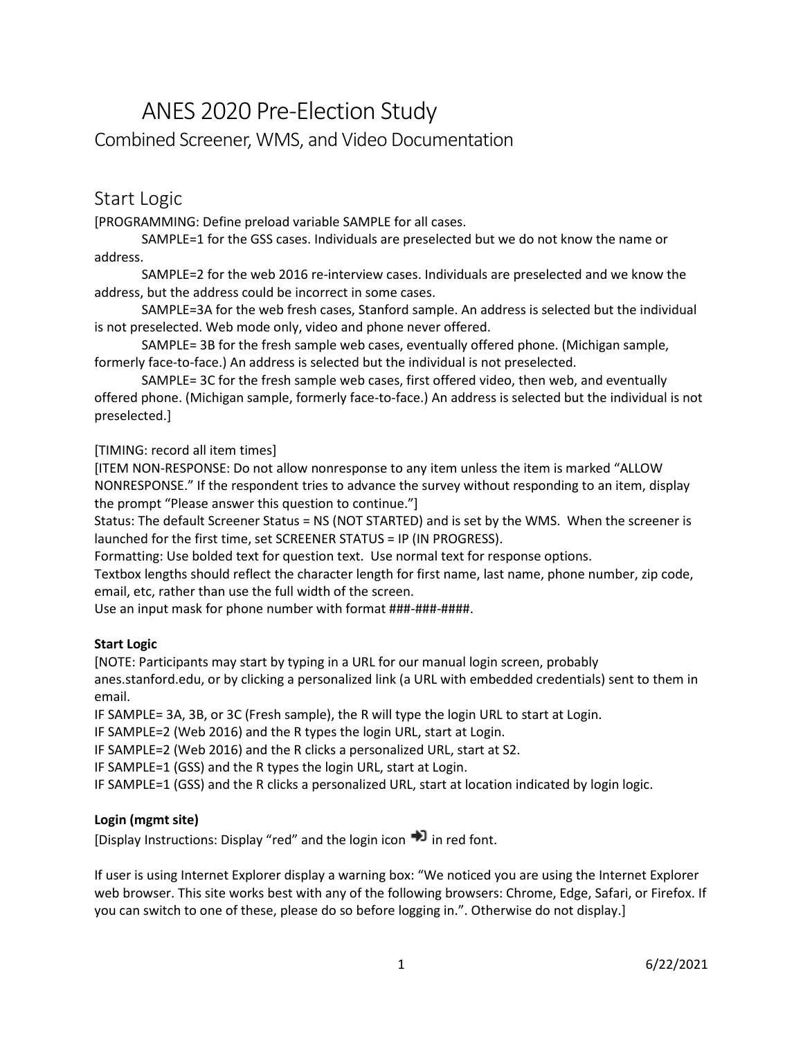# ANES 2020 Pre-Election Study

## Combined Screener, WMS, and Video Documentation

## Start Logic

[PROGRAMMING: Define preload variable SAMPLE for all cases.

SAMPLE=1 for the GSS cases. Individuals are preselected but we do not know the name or address.

SAMPLE=2 for the web 2016 re-interview cases. Individuals are preselected and we know the address, but the address could be incorrect in some cases.

SAMPLE=3A for the web fresh cases, Stanford sample. An address is selected but the individual is not preselected. Web mode only, video and phone never offered.

SAMPLE= 3B for the fresh sample web cases, eventually offered phone. (Michigan sample, formerly face-to-face.) An address is selected but the individual is not preselected.

SAMPLE= 3C for the fresh sample web cases, first offered video, then web, and eventually offered phone. (Michigan sample, formerly face-to-face.) An address is selected but the individual is not preselected.]

[TIMING: record all item times]

[ITEM NON-RESPONSE: Do not allow nonresponse to any item unless the item is marked "ALLOW NONRESPONSE." If the respondent tries to advance the survey without responding to an item, display the prompt "Please answer this question to continue."]

Status: The default Screener Status = NS (NOT STARTED) and is set by the WMS. When the screener is launched for the first time, set SCREENER STATUS = IP (IN PROGRESS).

Formatting: Use bolded text for question text. Use normal text for response options.

Textbox lengths should reflect the character length for first name, last name, phone number, zip code, email, etc, rather than use the full width of the screen.

Use an input mask for phone number with format ###-###-####.

**Start Logic**

[NOTE: Participants may start by typing in a URL for our manual login screen, probably anes.stanford.edu, or by clicking a personalized link (a URL with embedded credentials) sent to them in email.

IF SAMPLE= 3A, 3B, or 3C (Fresh sample), the R will type the login URL to start at Login.

IF SAMPLE=2 (Web 2016) and the R types the login URL, start at Login.

IF SAMPLE=2 (Web 2016) and the R clicks a personalized URL, start at S2.

IF SAMPLE=1 (GSS) and the R types the login URL, start at Login.

IF SAMPLE=1 (GSS) and the R clicks a personalized URL, start at location indicated by login logic.

**Login (mgmt site)**

[Display Instructions: Display "red" and the login icon ➔ in red font.

If user is using Internet Explorer display a warning box: "We noticed you are using the Internet Explorer web browser. This site works best with any of the following browsers: Chrome, Edge, Safari, or Firefox. If you can switch to one of these, please do so before logging in.". Otherwise do not display.]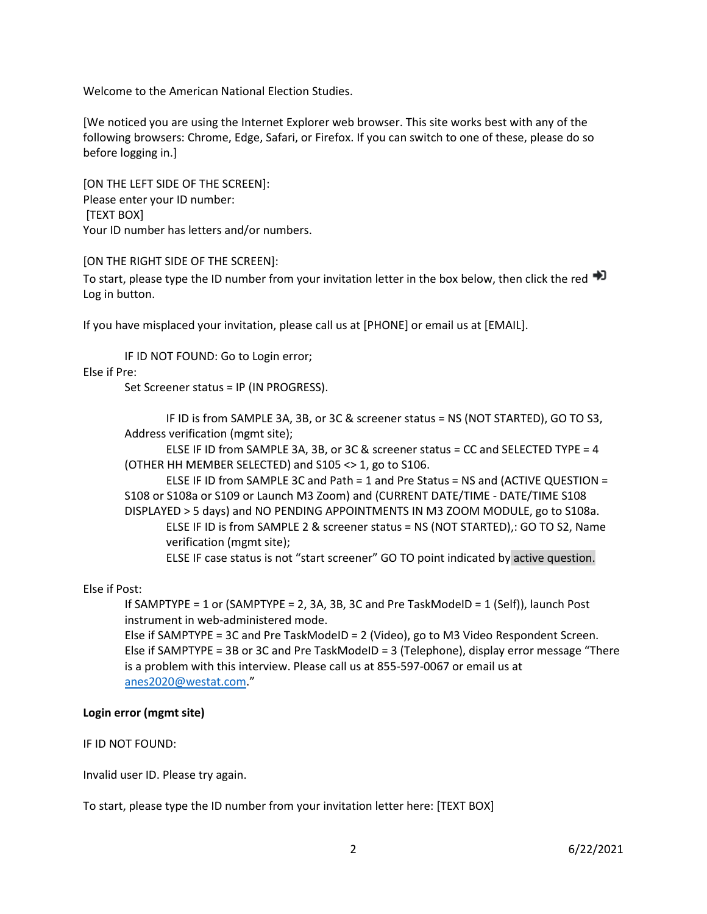Welcome to the American National Election Studies.

[We noticed you are using the Internet Explorer web browser. This site works best with any of the following browsers: Chrome, Edge, Safari, or Firefox. If you can switch to one of these, please do so before logging in.]

[ON THE LEFT SIDE OF THE SCREEN]:
Please enter your ID number:
[TEXT BOX]
Your ID number has letters and/or numbers.

[ON THE RIGHT SIDE OF THE SCREEN]:
To start, please type the ID number from your invitation letter in the box below, then click the red Log in button.

If you have misplaced your invitation, please call us at [PHONE] or email us at [EMAIL].

IF ID NOT FOUND: Go to Login error;

Else if Pre:

Set Screener status = IP (IN PROGRESS).

IF ID is from SAMPLE 3A, 3B, or 3C & screener status = NS (NOT STARTED), GO TO S3, Address verification (mgmt site);

ELSE IF ID from SAMPLE 3A, 3B, or 3C & screener status = CC and SELECTED TYPE = 4 (OTHER HH MEMBER SELECTED) and S105 <> 1, go to S106.

ELSE IF ID from SAMPLE 3C and Path = 1 and Pre Status = NS and (ACTIVE QUESTION = S108 or S108a or S109 or Launch M3 Zoom) and (CURRENT DATE/TIME - DATE/TIME S108 DISPLAYED > 5 days) and NO PENDING APPOINTMENTS IN M3 ZOOM MODULE, go to S108a.

ELSE IF ID is from SAMPLE 2 & screener status = NS (NOT STARTED),: GO TO S2, Name verification (mgmt site);

ELSE IF case status is not "start screener" GO TO point indicated by active question.

Else if Post:

If SAMPTYPE = 1 or (SAMPTYPE = 2, 3A, 3B, 3C and Pre TaskModeID = 1 (Self)), launch Post instrument in web-administered mode.

Else if SAMPTYPE = 3C and Pre TaskModeID = 2 (Video), go to M3 Video Respondent Screen.

Else if SAMPTYPE = 3B or 3C and Pre TaskModeID = 3 (Telephone), display error message "There is a problem with this interview. Please call us at 855-597-0067 or email us at anes2020@westat.com."

**Login error (mgmt site)**

IF ID NOT FOUND:

Invalid user ID. Please try again.

To start, please type the ID number from your invitation letter here: [TEXT BOX]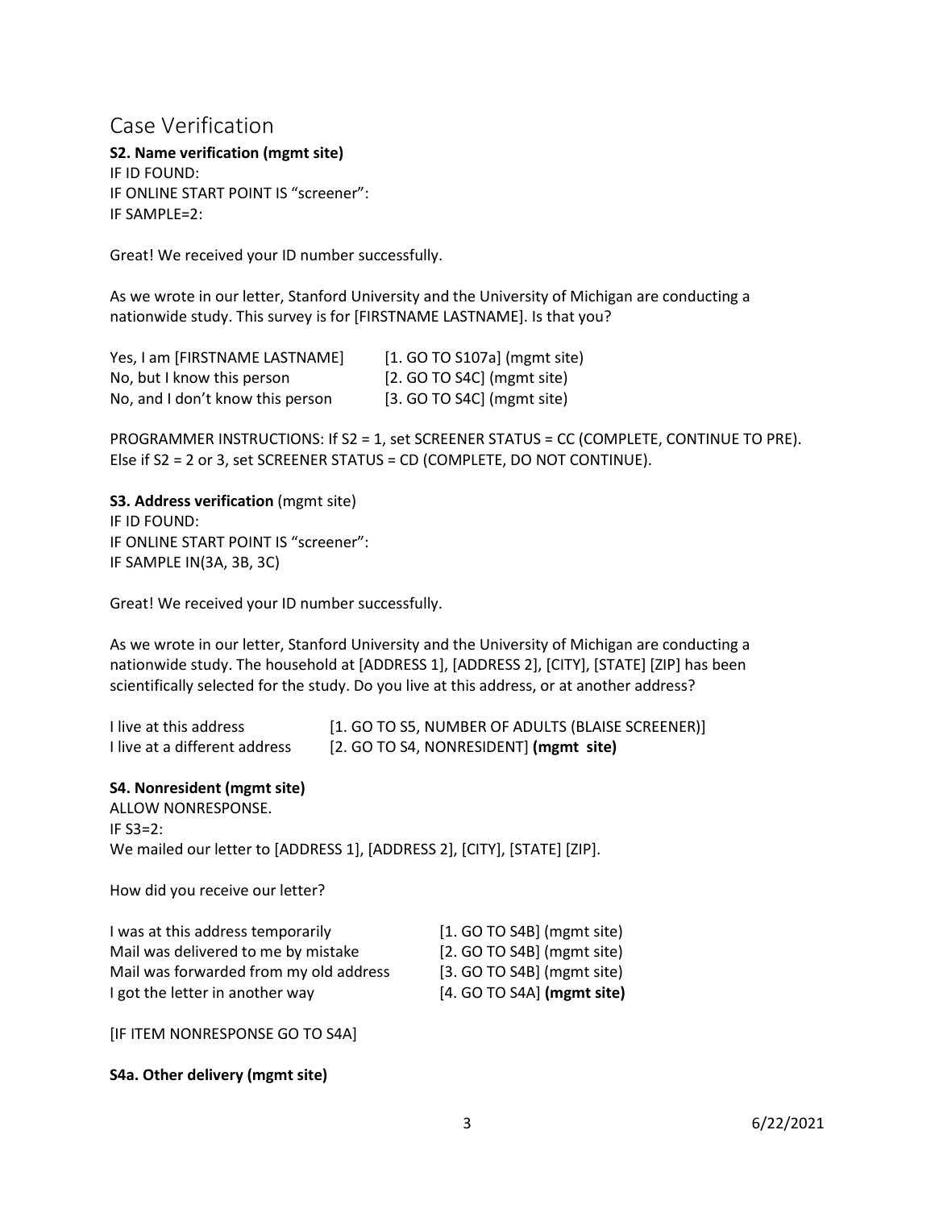# Case Verification

**S2. Name verification (mgmt site)**
IF ID FOUND:
IF ONLINE START POINT IS "screener":
IF SAMPLE=2:

Great! We received your ID number successfully.

As we wrote in our letter, Stanford University and the University of Michigan are conducting a nationwide study. This survey is for [FIRSTNAME LASTNAME]. Is that you?

| | |
|---|---|
| Yes, I am [FIRSTNAME LASTNAME] | [1. GO TO S107a] (mgmt site) |
| No, but I know this person | [2. GO TO S4C] (mgmt site) |
| No, and I don't know this person | [3. GO TO S4C] (mgmt site) |

PROGRAMMER INSTRUCTIONS: If S2 = 1, set SCREENER STATUS = CC (COMPLETE, CONTINUE TO PRE). Else if S2 = 2 or 3, set SCREENER STATUS = CD (COMPLETE, DO NOT CONTINUE).

**S3. Address verification** (mgmt site)
IF ID FOUND:
IF ONLINE START POINT IS "screener":
IF SAMPLE IN(3A, 3B, 3C)

Great! We received your ID number successfully.

As we wrote in our letter, Stanford University and the University of Michigan are conducting a nationwide study. The household at [ADDRESS 1], [ADDRESS 2], [CITY], [STATE] [ZIP] has been scientifically selected for the study. Do you live at this address, or at another address?

| | |
|---|---|
| I live at this address | [1. GO TO S5, NUMBER OF ADULTS (BLAISE SCREENER)] |
| I live at a different address | [2. GO TO S4, NONRESIDENT] **(mgmt site)** |

**S4. Nonresident (mgmt site)**
ALLOW NONRESPONSE.
IF S3=2:
We mailed our letter to [ADDRESS 1], [ADDRESS 2], [CITY], [STATE] [ZIP].

How did you receive our letter?

| | |
|---|---|
| I was at this address temporarily | [1. GO TO S4B] (mgmt site) |
| Mail was delivered to me by mistake | [2. GO TO S4B] (mgmt site) |
| Mail was forwarded from my old address | [3. GO TO S4B] (mgmt site) |
| I got the letter in another way | [4. GO TO S4A] **(mgmt site)** |

[IF ITEM NONRESPONSE GO TO S4A]

**S4a. Other delivery (mgmt site)**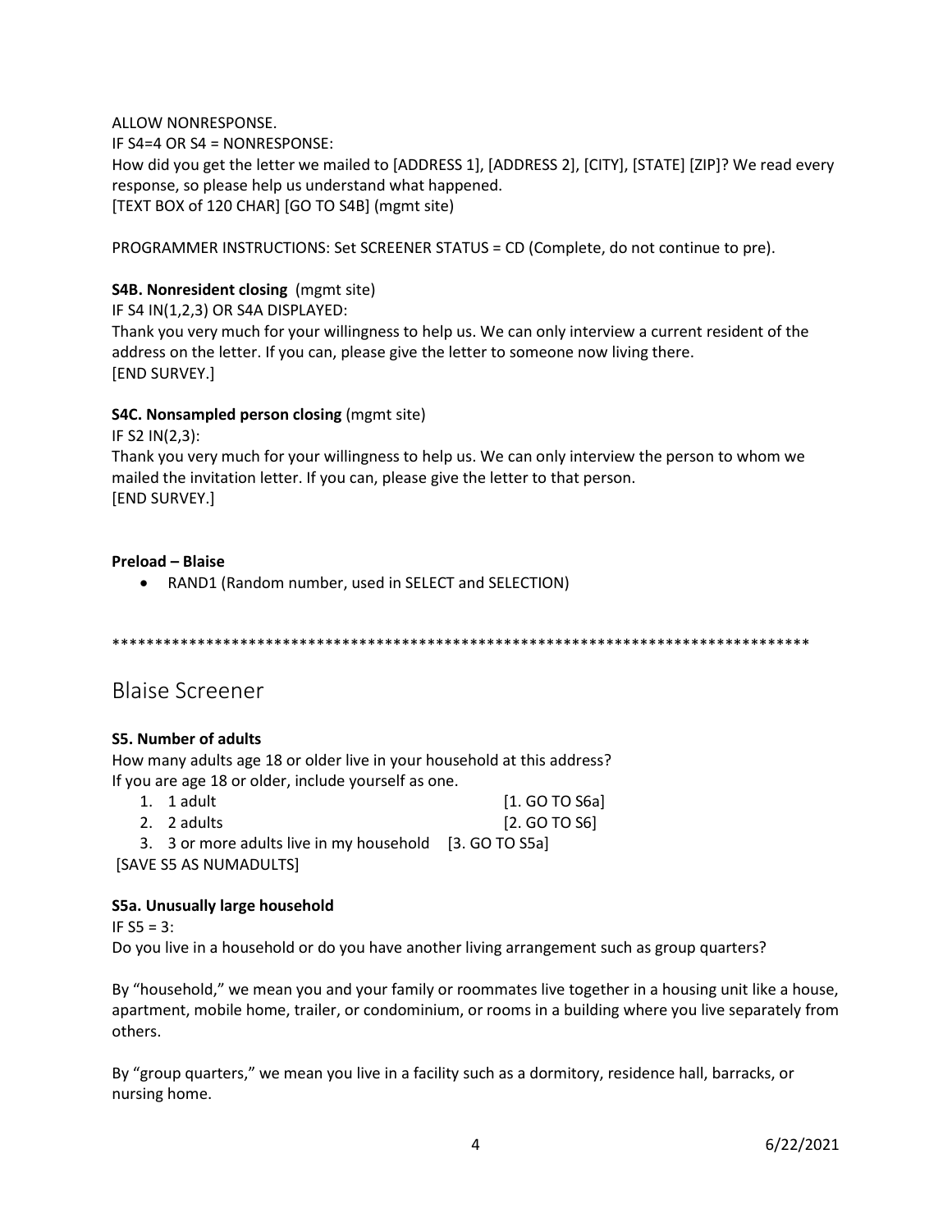ALLOW NONRESPONSE.
IF S4=4 OR S4 = NONRESPONSE:
How did you get the letter we mailed to [ADDRESS 1], [ADDRESS 2], [CITY], [STATE] [ZIP]? We read every response, so please help us understand what happened.
[TEXT BOX of 120 CHAR] [GO TO S4B] (mgmt site)

PROGRAMMER INSTRUCTIONS: Set SCREENER STATUS = CD (Complete, do not continue to pre).

**S4B. Nonresident closing** (mgmt site)
IF S4 IN(1,2,3) OR S4A DISPLAYED:
Thank you very much for your willingness to help us. We can only interview a current resident of the address on the letter. If you can, please give the letter to someone now living there.
[END SURVEY.]

**S4C. Nonsampled person closing** (mgmt site)
IF S2 IN(2,3):
Thank you very much for your willingness to help us. We can only interview the person to whom we mailed the invitation letter. If you can, please give the letter to that person.
[END SURVEY.]

**Preload – Blaise**

- RAND1 (Random number, used in SELECT and SELECTION)

************************************************************************************

## Blaise Screener

**S5. Number of adults**
How many adults age 18 or older live in your household at this address?
If you are age 18 or older, include yourself as one.

1. 1 adult [1. GO TO S6a]
2. 2 adults [2. GO TO S6]
3. 3 or more adults live in my household [3. GO TO S5a]

[SAVE S5 AS NUMADULTS]

**S5a. Unusually large household**
IF S5 = 3:
Do you live in a household or do you have another living arrangement such as group quarters?

By "household," we mean you and your family or roommates live together in a housing unit like a house, apartment, mobile home, trailer, or condominium, or rooms in a building where you live separately from others.

By "group quarters," we mean you live in a facility such as a dormitory, residence hall, barracks, or nursing home.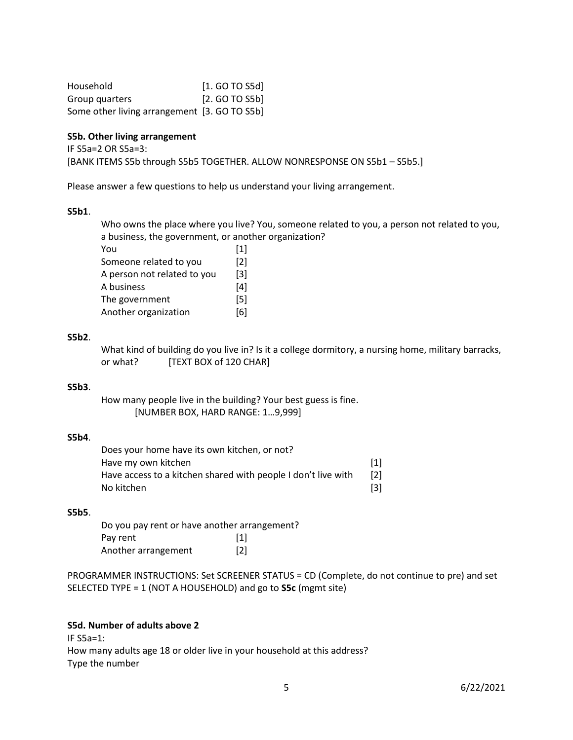| | |
|---|---|
| Household | [1. GO TO S5d] |
| Group quarters | [2. GO TO S5b] |
| Some other living arrangement | [3. GO TO S5b] |

**S5b. Other living arrangement**

IF S5a=2 OR S5a=3:
[BANK ITEMS S5b through S5b5 TOGETHER. ALLOW NONRESPONSE ON S5b1 – S5b5.]

Please answer a few questions to help us understand your living arrangement.

**S5b1**.

Who owns the place where you live? You, someone related to you, a person not related to you, a business, the government, or another organization?

| | |
|---|---|
| You | [1] |
| Someone related to you | [2] |
| A person not related to you | [3] |
| A business | [4] |
| The government | [5] |
| Another organization | [6] |

**S5b2**.

What kind of building do you live in? Is it a college dormitory, a nursing home, military barracks, or what? [TEXT BOX of 120 CHAR]

**S5b3**.

How many people live in the building? Your best guess is fine.
[NUMBER BOX, HARD RANGE: 1…9,999]

**S5b4**.

Does your home have its own kitchen, or not?

| | |
|---|---|
| Have my own kitchen | [1] |
| Have access to a kitchen shared with people I don't live with | [2] |
| No kitchen | [3] |

**S5b5**.

Do you pay rent or have another arrangement?

| | |
|---|---|
| Pay rent | [1] |
| Another arrangement | [2] |

PROGRAMMER INSTRUCTIONS: Set SCREENER STATUS = CD (Complete, do not continue to pre) and set SELECTED TYPE = 1 (NOT A HOUSEHOLD) and go to **S5c** (mgmt site)

**S5d. Number of adults above 2**

IF S5a=1:
How many adults age 18 or older live in your household at this address?
Type the number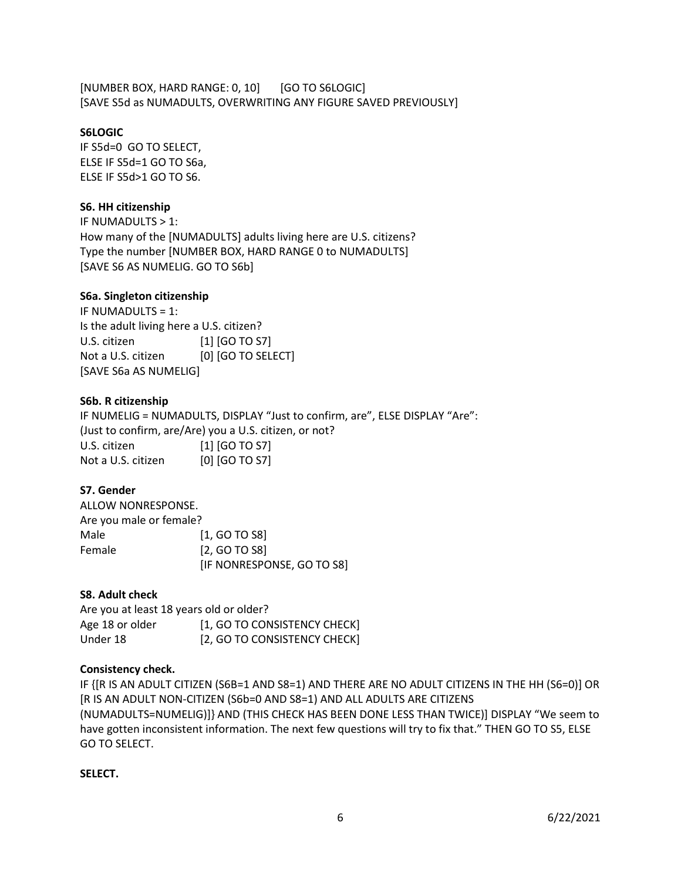[NUMBER BOX, HARD RANGE: 0, 10]  [GO TO S6LOGIC]
[SAVE S5d as NUMADULTS, OVERWRITING ANY FIGURE SAVED PREVIOUSLY]

**S6LOGIC**
IF S5d=0 GO TO SELECT,
ELSE IF S5d=1 GO TO S6a,
ELSE IF S5d>1 GO TO S6.

**S6. HH citizenship**
IF NUMADULTS > 1:
How many of the [NUMADULTS] adults living here are U.S. citizens?
Type the number [NUMBER BOX, HARD RANGE 0 to NUMADULTS]
[SAVE S6 AS NUMELIG. GO TO S6b]

**S6a. Singleton citizenship**
IF NUMADULTS = 1:
Is the adult living here a U.S. citizen?
U.S. citizen [1] [GO TO S7]
Not a U.S. citizen [0] [GO TO SELECT]
[SAVE S6a AS NUMELIG]

**S6b. R citizenship**
IF NUMELIG = NUMADULTS, DISPLAY "Just to confirm, are", ELSE DISPLAY "Are":
(Just to confirm, are/Are) you a U.S. citizen, or not?
U.S. citizen [1] [GO TO S7]
Not a U.S. citizen [0] [GO TO S7]

**S7. Gender**
ALLOW NONRESPONSE.
Are you male or female?
Male [1, GO TO S8]
Female [2, GO TO S8]
[IF NONRESPONSE, GO TO S8]

**S8. Adult check**
Are you at least 18 years old or older?
Age 18 or older [1, GO TO CONSISTENCY CHECK]
Under 18 [2, GO TO CONSISTENCY CHECK]

**Consistency check.**
IF {[R IS AN ADULT CITIZEN (S6B=1 AND S8=1) AND THERE ARE NO ADULT CITIZENS IN THE HH (S6=0)] OR [R IS AN ADULT NON-CITIZEN (S6b=0 AND S8=1) AND ALL ADULTS ARE CITIZENS (NUMADULTS=NUMELIG)]} AND (THIS CHECK HAS BEEN DONE LESS THAN TWICE)] DISPLAY "We seem to have gotten inconsistent information. The next few questions will try to fix that." THEN GO TO S5, ELSE GO TO SELECT.

**SELECT.**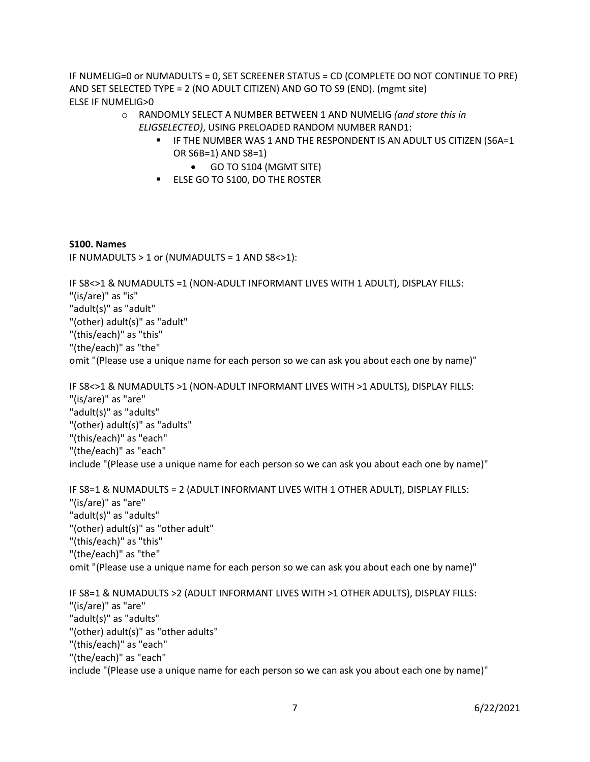IF NUMELIG=0 or NUMADULTS = 0, SET SCREENER STATUS = CD (COMPLETE DO NOT CONTINUE TO PRE) AND SET SELECTED TYPE = 2 (NO ADULT CITIZEN) AND GO TO S9 (END). (mgmt site)
ELSE IF NUMELIG>0

- RANDOMLY SELECT A NUMBER BETWEEN 1 AND NUMELIG *(and store this in ELIGSELECTED)*, USING PRELOADED RANDOM NUMBER RAND1:
  - IF THE NUMBER WAS 1 AND THE RESPONDENT IS AN ADULT US CITIZEN (S6A=1 OR S6B=1) AND S8=1)
    - GO TO S104 (MGMT SITE)
  - ELSE GO TO S100, DO THE ROSTER

**S100. Names**

IF NUMADULTS > 1 or (NUMADULTS = 1 AND S8<>1):

IF S8<>1 & NUMADULTS =1 (NON-ADULT INFORMANT LIVES WITH 1 ADULT), DISPLAY FILLS:
"(is/are)" as "is"
"adult(s)" as "adult"
"(other) adult(s)" as "adult"
"(this/each)" as "this"
"(the/each)" as "the"
omit "(Please use a unique name for each person so we can ask you about each one by name)"

IF S8<>1 & NUMADULTS >1 (NON-ADULT INFORMANT LIVES WITH >1 ADULTS), DISPLAY FILLS:
"(is/are)" as "are"
"adult(s)" as "adults"
"(other) adult(s)" as "adults"
"(this/each)" as "each"
"(the/each)" as "each"
include "(Please use a unique name for each person so we can ask you about each one by name)"

IF S8=1 & NUMADULTS = 2 (ADULT INFORMANT LIVES WITH 1 OTHER ADULT), DISPLAY FILLS:
"(is/are)" as "are"
"adult(s)" as "adults"
"(other) adult(s)" as "other adult"
"(this/each)" as "this"
"(the/each)" as "the"
omit "(Please use a unique name for each person so we can ask you about each one by name)"

IF S8=1 & NUMADULTS >2 (ADULT INFORMANT LIVES WITH >1 OTHER ADULTS), DISPLAY FILLS:
"(is/are)" as "are"
"adult(s)" as "adults"
"(other) adult(s)" as "other adults"
"(this/each)" as "each"
"(the/each)" as "each"
include "(Please use a unique name for each person so we can ask you about each one by name)"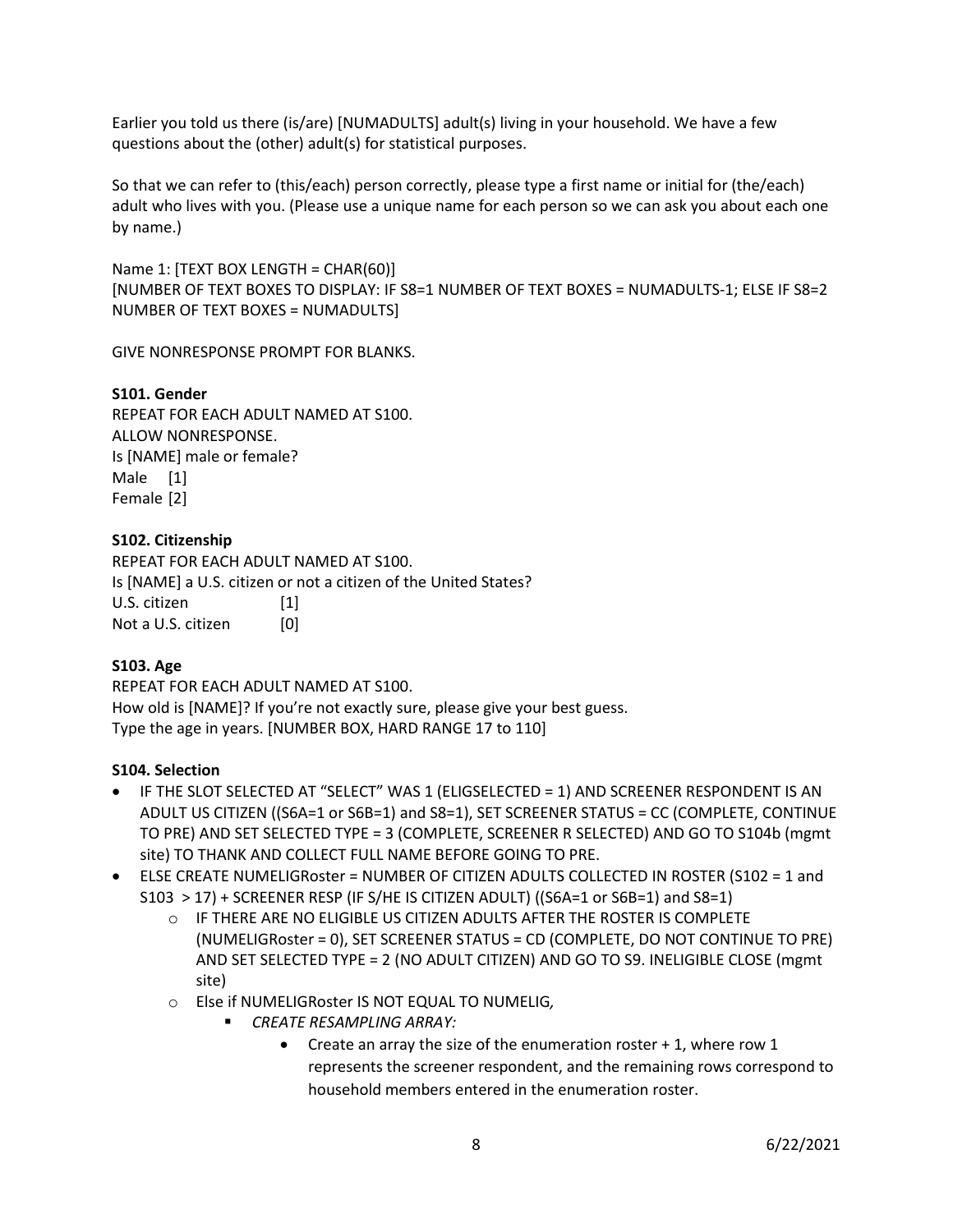Earlier you told us there (is/are) [NUMADULTS] adult(s) living in your household. We have a few questions about the (other) adult(s) for statistical purposes.

So that we can refer to (this/each) person correctly, please type a first name or initial for (the/each) adult who lives with you. (Please use a unique name for each person so we can ask you about each one by name.)

Name 1: [TEXT BOX LENGTH = CHAR(60)]
[NUMBER OF TEXT BOXES TO DISPLAY: IF S8=1 NUMBER OF TEXT BOXES = NUMADULTS-1; ELSE IF S8=2 NUMBER OF TEXT BOXES = NUMADULTS]

GIVE NONRESPONSE PROMPT FOR BLANKS.

**S101. Gender**
REPEAT FOR EACH ADULT NAMED AT S100.
ALLOW NONRESPONSE.
Is [NAME] male or female?
Male [1]
Female [2]

**S102. Citizenship**
REPEAT FOR EACH ADULT NAMED AT S100.
Is [NAME] a U.S. citizen or not a citizen of the United States?
U.S. citizen [1]
Not a U.S. citizen [0]

**S103. Age**
REPEAT FOR EACH ADULT NAMED AT S100.
How old is [NAME]? If you're not exactly sure, please give your best guess.
Type the age in years. [NUMBER BOX, HARD RANGE 17 to 110]

**S104. Selection**

- IF THE SLOT SELECTED AT "SELECT" WAS 1 (ELIGSELECTED = 1) AND SCREENER RESPONDENT IS AN ADULT US CITIZEN ((S6A=1 or S6B=1) and S8=1), SET SCREENER STATUS = CC (COMPLETE, CONTINUE TO PRE) AND SET SELECTED TYPE = 3 (COMPLETE, SCREENER R SELECTED) AND GO TO S104b (mgmt site) TO THANK AND COLLECT FULL NAME BEFORE GOING TO PRE.
- ELSE CREATE NUMELIGRoster = NUMBER OF CITIZEN ADULTS COLLECTED IN ROSTER (S102 = 1 and S103 > 17) + SCREENER RESP (IF S/HE IS CITIZEN ADULT) ((S6A=1 or S6B=1) and S8=1)
  - IF THERE ARE NO ELIGIBLE US CITIZEN ADULTS AFTER THE ROSTER IS COMPLETE (NUMELIGRoster = 0), SET SCREENER STATUS = CD (COMPLETE, DO NOT CONTINUE TO PRE) AND SET SELECTED TYPE = 2 (NO ADULT CITIZEN) AND GO TO S9. INELIGIBLE CLOSE (mgmt site)
  - Else if NUMELIGRoster IS NOT EQUAL TO NUMELIG*,*
    - *CREATE RESAMPLING ARRAY:*
      - Create an array the size of the enumeration roster + 1, where row 1 represents the screener respondent, and the remaining rows correspond to household members entered in the enumeration roster.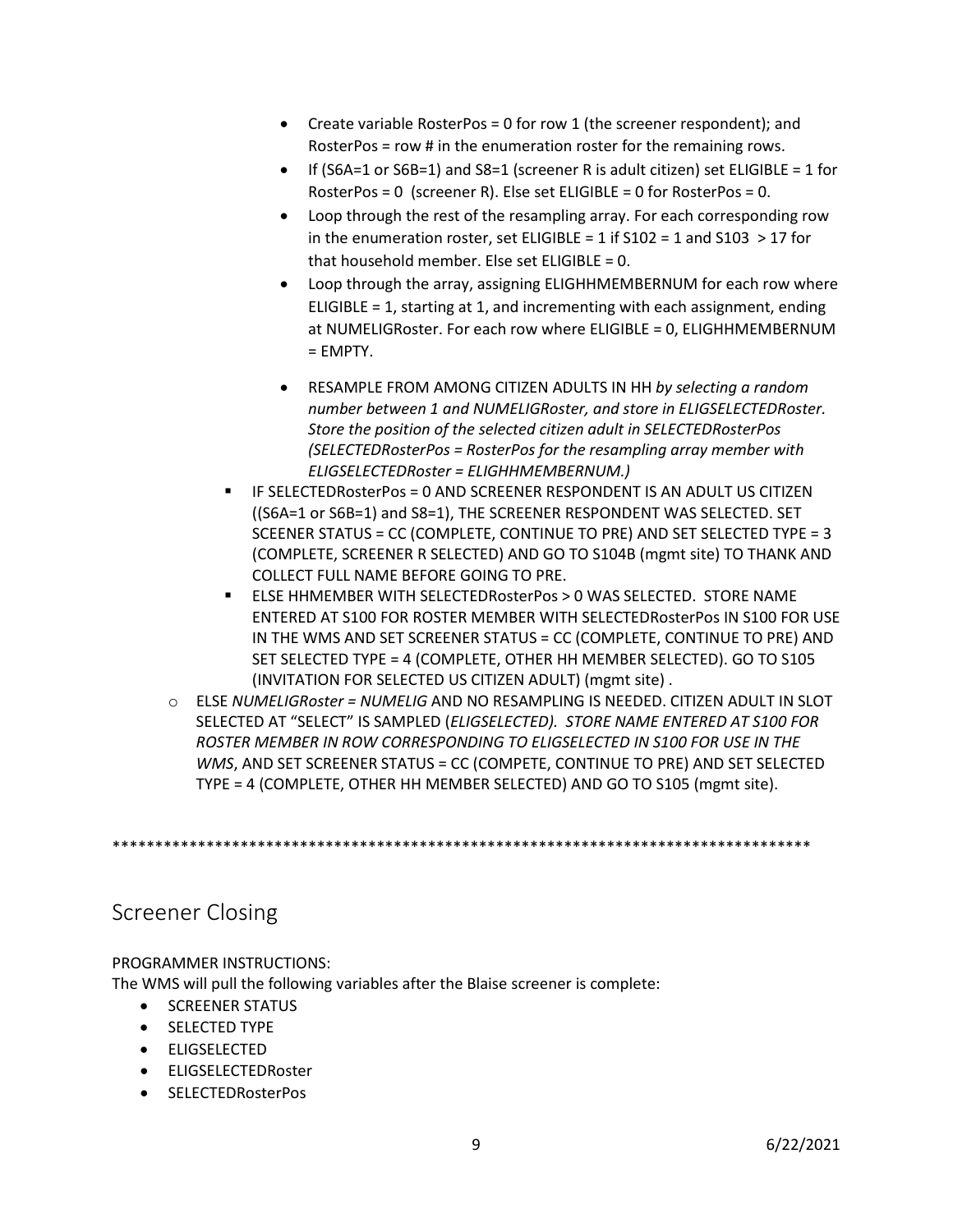- Create variable RosterPos = 0 for row 1 (the screener respondent); and RosterPos = row # in the enumeration roster for the remaining rows.
- If (S6A=1 or S6B=1) and S8=1 (screener R is adult citizen) set ELIGIBLE = 1 for RosterPos = 0 (screener R). Else set ELIGIBLE = 0 for RosterPos = 0.
- Loop through the rest of the resampling array. For each corresponding row in the enumeration roster, set ELIGIBLE = 1 if S102 = 1 and S103 > 17 for that household member. Else set ELIGIBLE = 0.
- Loop through the array, assigning ELIGHHMEMBERNUM for each row where ELIGIBLE = 1, starting at 1, and incrementing with each assignment, ending at NUMELIGRoster. For each row where ELIGIBLE = 0, ELIGHHMEMBERNUM = EMPTY.
- RESAMPLE FROM AMONG CITIZEN ADULTS IN HH *by selecting a random number between 1 and NUMELIGRoster, and store in ELIGSELECTEDRoster. Store the position of the selected citizen adult in SELECTEDRosterPos (SELECTEDRosterPos = RosterPos for the resampling array member with ELIGSELECTEDRoster = ELIGHHMEMBERNUM.)*

  - IF SELECTEDRosterPos = 0 AND SCREENER RESPONDENT IS AN ADULT US CITIZEN ((S6A=1 or S6B=1) and S8=1), THE SCREENER RESPONDENT WAS SELECTED. SET SCEENER STATUS = CC (COMPLETE, CONTINUE TO PRE) AND SET SELECTED TYPE = 3 (COMPLETE, SCREENER R SELECTED) AND GO TO S104B (mgmt site) TO THANK AND COLLECT FULL NAME BEFORE GOING TO PRE.
  - ELSE HHMEMBER WITH SELECTEDRosterPos > 0 WAS SELECTED. STORE NAME ENTERED AT S100 FOR ROSTER MEMBER WITH SELECTEDRosterPos IN S100 FOR USE IN THE WMS AND SET SCREENER STATUS = CC (COMPLETE, CONTINUE TO PRE) AND SET SELECTED TYPE = 4 (COMPLETE, OTHER HH MEMBER SELECTED). GO TO S105 (INVITATION FOR SELECTED US CITIZEN ADULT) (mgmt site) .

- ELSE *NUMELIGRoster = NUMELIG* AND NO RESAMPLING IS NEEDED. CITIZEN ADULT IN SLOT SELECTED AT "SELECT" IS SAMPLED (*ELIGSELECTED). STORE NAME ENTERED AT S100 FOR ROSTER MEMBER IN ROW CORRESPONDING TO ELIGSELECTED IN S100 FOR USE IN THE WMS*, AND SET SCREENER STATUS = CC (COMPETE, CONTINUE TO PRE) AND SET SELECTED TYPE = 4 (COMPLETE, OTHER HH MEMBER SELECTED) AND GO TO S105 (mgmt site).

*************************************************************************************

## Screener Closing

PROGRAMMER INSTRUCTIONS:
The WMS will pull the following variables after the Blaise screener is complete:

- SCREENER STATUS
- SELECTED TYPE
- ELIGSELECTED
- ELIGSELECTEDRoster
- SELECTEDRosterPos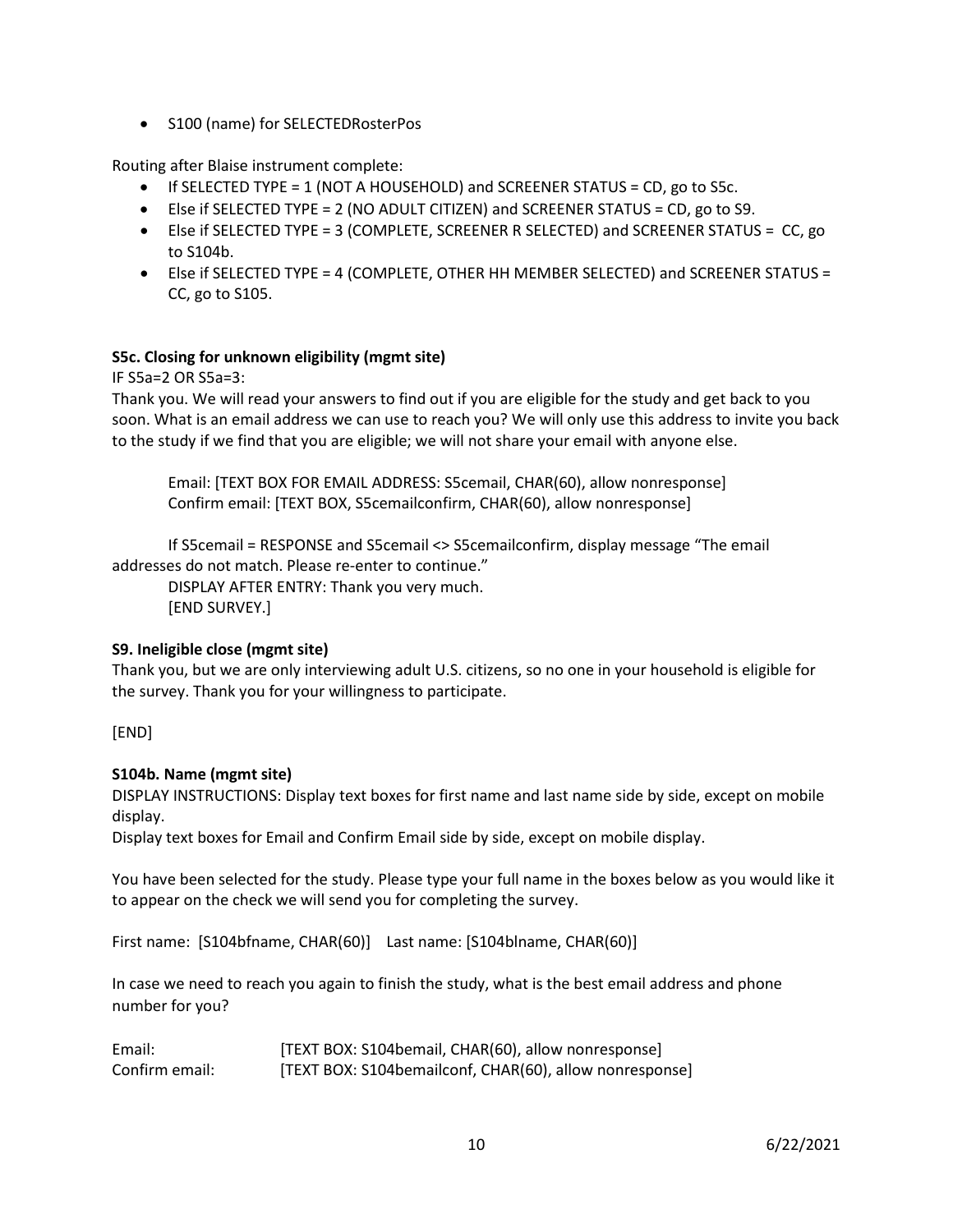- S100 (name) for SELECTEDRosterPos

Routing after Blaise instrument complete:

- If SELECTED TYPE = 1 (NOT A HOUSEHOLD) and SCREENER STATUS = CD, go to S5c.
- Else if SELECTED TYPE = 2 (NO ADULT CITIZEN) and SCREENER STATUS = CD, go to S9.
- Else if SELECTED TYPE = 3 (COMPLETE, SCREENER R SELECTED) and SCREENER STATUS = CC, go to S104b.
- Else if SELECTED TYPE = 4 (COMPLETE, OTHER HH MEMBER SELECTED) and SCREENER STATUS = CC, go to S105.

**S5c. Closing for unknown eligibility (mgmt site)**

IF S5a=2 OR S5a=3:

Thank you. We will read your answers to find out if you are eligible for the study and get back to you soon. What is an email address we can use to reach you? We will only use this address to invite you back to the study if we find that you are eligible; we will not share your email with anyone else.

> Email: [TEXT BOX FOR EMAIL ADDRESS: S5cemail, CHAR(60), allow nonresponse]
> Confirm email: [TEXT BOX, S5cemailconfirm, CHAR(60), allow nonresponse]

If S5cemail = RESPONSE and S5cemail <> S5cemailconfirm, display message "The email addresses do not match. Please re-enter to continue."

> DISPLAY AFTER ENTRY: Thank you very much.
> [END SURVEY.]

**S9. Ineligible close (mgmt site)**

Thank you, but we are only interviewing adult U.S. citizens, so no one in your household is eligible for the survey. Thank you for your willingness to participate.

[END]

**S104b. Name (mgmt site)**

DISPLAY INSTRUCTIONS: Display text boxes for first name and last name side by side, except on mobile display.

Display text boxes for Email and Confirm Email side by side, except on mobile display.

You have been selected for the study. Please type your full name in the boxes below as you would like it to appear on the check we will send you for completing the survey.

First name: [S104bfname, CHAR(60)]    Last name: [S104blname, CHAR(60)]

In case we need to reach you again to finish the study, what is the best email address and phone number for you?

Email: [TEXT BOX: S104bemail, CHAR(60), allow nonresponse]
Confirm email: [TEXT BOX: S104bemailconf, CHAR(60), allow nonresponse]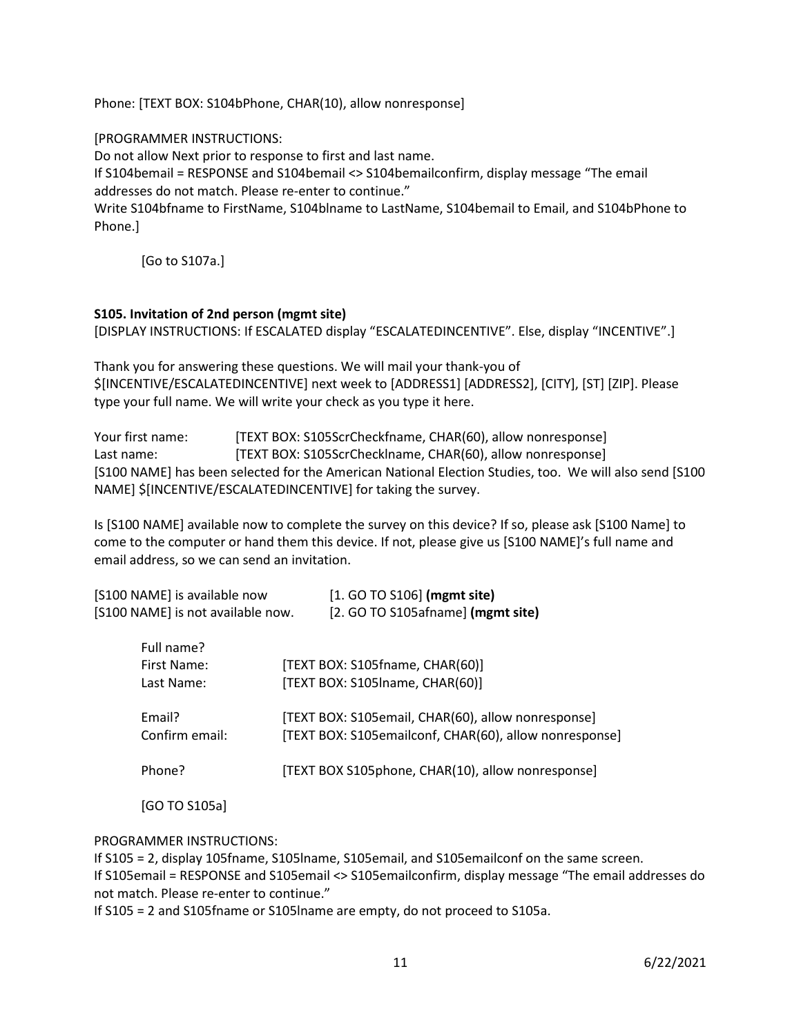Phone: [TEXT BOX: S104bPhone, CHAR(10), allow nonresponse]

[PROGRAMMER INSTRUCTIONS:
Do not allow Next prior to response to first and last name.
If S104bemail = RESPONSE and S104bemail <> S104bemailconfirm, display message "The email addresses do not match. Please re-enter to continue."
Write S104bfname to FirstName, S104blname to LastName, S104bemail to Email, and S104bPhone to Phone.]

[Go to S107a.]

**S105. Invitation of 2nd person (mgmt site)**
[DISPLAY INSTRUCTIONS: If ESCALATED display "ESCALATEDINCENTIVE". Else, display "INCENTIVE".]

Thank you for answering these questions. We will mail your thank-you of $[INCENTIVE/ESCALATEDINCENTIVE] next week to [ADDRESS1] [ADDRESS2], [CITY], [ST] [ZIP]. Please type your full name. We will write your check as you type it here.

Your first name: [TEXT BOX: S105ScrCheckfname, CHAR(60), allow nonresponse]
Last name: [TEXT BOX: S105ScrChecklname, CHAR(60), allow nonresponse]
[S100 NAME] has been selected for the American National Election Studies, too. We will also send [S100 NAME] $[INCENTIVE/ESCALATEDINCENTIVE] for taking the survey.

Is [S100 NAME] available now to complete the survey on this device? If so, please ask [S100 Name] to come to the computer or hand them this device. If not, please give us [S100 NAME]'s full name and email address, so we can send an invitation.

[S100 NAME] is available now [1. GO TO S106] **(mgmt site)**
[S100 NAME] is not available now. [2. GO TO S105afname] **(mgmt site)**

Full name?
First Name: [TEXT BOX: S105fname, CHAR(60)]
Last Name: [TEXT BOX: S105lname, CHAR(60)]

Email? [TEXT BOX: S105email, CHAR(60), allow nonresponse]
Confirm email: [TEXT BOX: S105emailconf, CHAR(60), allow nonresponse]

Phone? [TEXT BOX S105phone, CHAR(10), allow nonresponse]

[GO TO S105a]

PROGRAMMER INSTRUCTIONS:
If S105 = 2, display 105fname, S105lname, S105email, and S105emailconf on the same screen.
If S105email = RESPONSE and S105email <> S105emailconfirm, display message "The email addresses do not match. Please re-enter to continue."
If S105 = 2 and S105fname or S105lname are empty, do not proceed to S105a.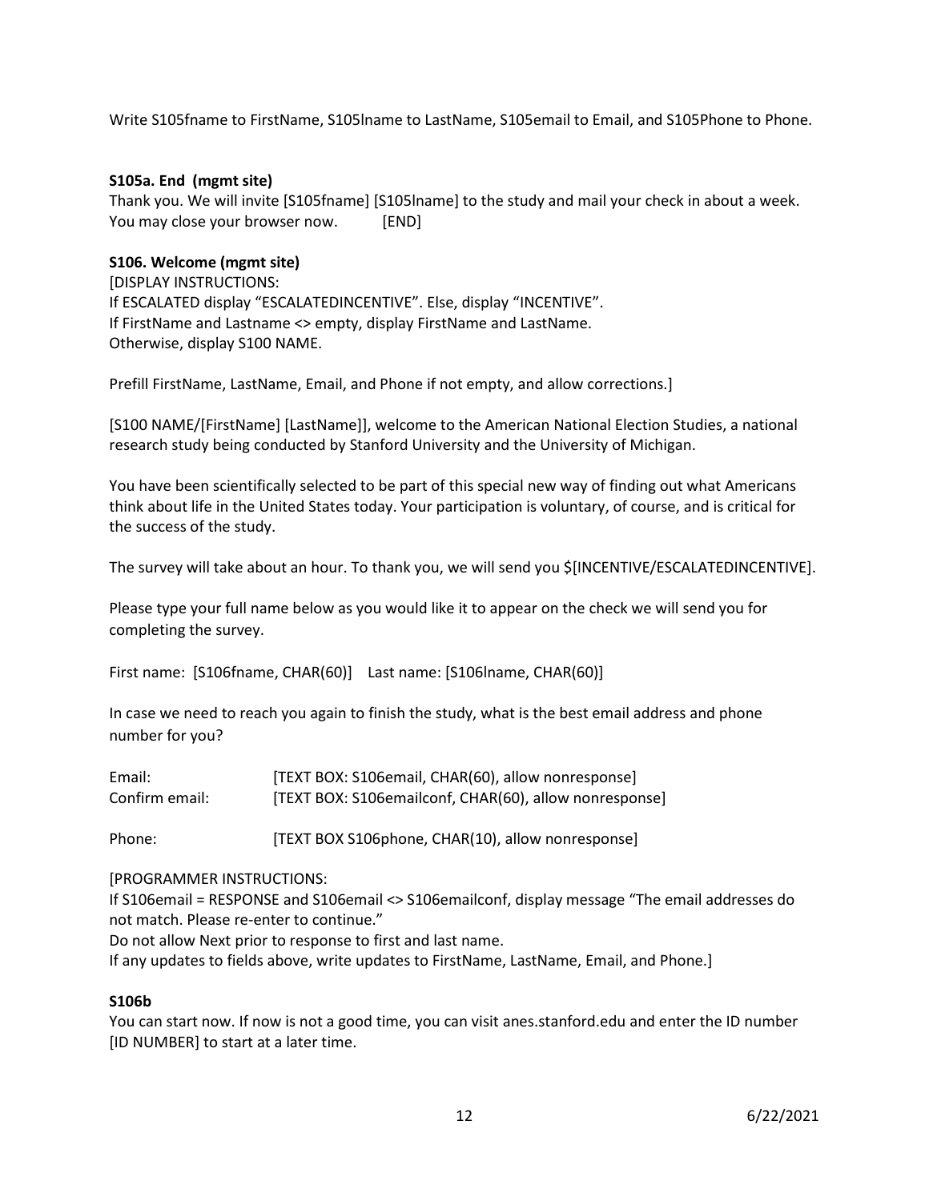Write S105fname to FirstName, S105lname to LastName, S105email to Email, and S105Phone to Phone.

**S105a. End (mgmt site)**
Thank you. We will invite [S105fname] [S105lname] to the study and mail your check in about a week. You may close your browser now. [END]

**S106. Welcome (mgmt site)**
[DISPLAY INSTRUCTIONS:
If ESCALATED display "ESCALATEDINCENTIVE". Else, display "INCENTIVE".
If FirstName and Lastname <> empty, display FirstName and LastName.
Otherwise, display S100 NAME.

Prefill FirstName, LastName, Email, and Phone if not empty, and allow corrections.]

[S100 NAME/[FirstName] [LastName]], welcome to the American National Election Studies, a national research study being conducted by Stanford University and the University of Michigan.

You have been scientifically selected to be part of this special new way of finding out what Americans think about life in the United States today. Your participation is voluntary, of course, and is critical for the success of the study.

The survey will take about an hour. To thank you, we will send you $[INCENTIVE/ESCALATEDINCENTIVE].

Please type your full name below as you would like it to appear on the check we will send you for completing the survey.

First name: [S106fname, CHAR(60)] Last name: [S106lname, CHAR(60)]

In case we need to reach you again to finish the study, what is the best email address and phone number for you?

Email: [TEXT BOX: S106email, CHAR(60), allow nonresponse]
Confirm email: [TEXT BOX: S106emailconf, CHAR(60), allow nonresponse]

Phone: [TEXT BOX S106phone, CHAR(10), allow nonresponse]

[PROGRAMMER INSTRUCTIONS:
If S106email = RESPONSE and S106email <> S106emailconf, display message "The email addresses do not match. Please re-enter to continue."
Do not allow Next prior to response to first and last name.
If any updates to fields above, write updates to FirstName, LastName, Email, and Phone.]

**S106b**
You can start now. If now is not a good time, you can visit anes.stanford.edu and enter the ID number [ID NUMBER] to start at a later time.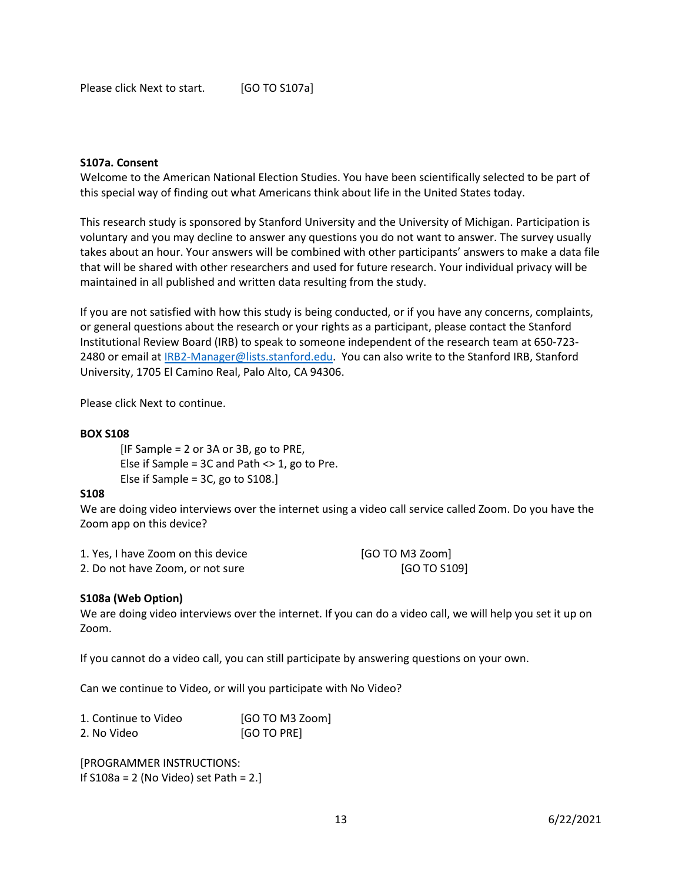Please click Next to start.     [GO TO S107a]

**S107a. Consent**

Welcome to the American National Election Studies. You have been scientifically selected to be part of this special way of finding out what Americans think about life in the United States today.

This research study is sponsored by Stanford University and the University of Michigan. Participation is voluntary and you may decline to answer any questions you do not want to answer. The survey usually takes about an hour. Your answers will be combined with other participants' answers to make a data file that will be shared with other researchers and used for future research. Your individual privacy will be maintained in all published and written data resulting from the study.

If you are not satisfied with how this study is being conducted, or if you have any concerns, complaints, or general questions about the research or your rights as a participant, please contact the Stanford Institutional Review Board (IRB) to speak to someone independent of the research team at 650-723-2480 or email at IRB2-Manager@lists.stanford.edu. You can also write to the Stanford IRB, Stanford University, 1705 El Camino Real, Palo Alto, CA 94306.

Please click Next to continue.

**BOX S108**

[IF Sample = 2 or 3A or 3B, go to PRE,
Else if Sample = 3C and Path <> 1, go to Pre.
Else if Sample = 3C, go to S108.]

**S108**

We are doing video interviews over the internet using a video call service called Zoom. Do you have the Zoom app on this device?

1. Yes, I have Zoom on this device     [GO TO M3 Zoom]
2. Do not have Zoom, or not sure     [GO TO S109]

**S108a (Web Option)**

We are doing video interviews over the internet. If you can do a video call, we will help you set it up on Zoom.

If you cannot do a video call, you can still participate by answering questions on your own.

Can we continue to Video, or will you participate with No Video?

1. Continue to Video     [GO TO M3 Zoom]
2. No Video     [GO TO PRE]

[PROGRAMMER INSTRUCTIONS:
If S108a = 2 (No Video) set Path = 2.]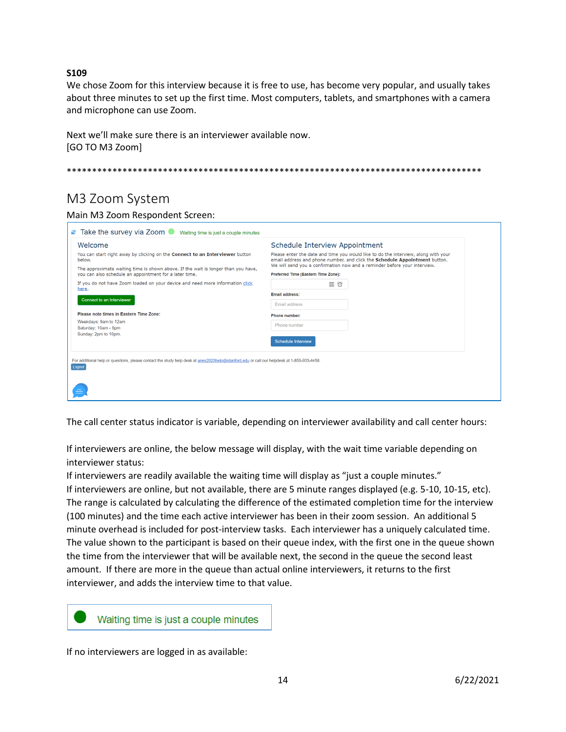**S109**

We chose Zoom for this interview because it is free to use, has become very popular, and usually takes about three minutes to set up the first time. Most computers, tablets, and smartphones with a camera and microphone can use Zoom.

Next we'll make sure there is an interviewer available now.
[GO TO M3 Zoom]

*************************************************************************************

# M3 Zoom System

Main M3 Zoom Respondent Screen:

Take the survey via Zoom   Waiting time is just a couple minutes

**Welcome**

You can start right away by clicking on the **Connect to an Interviewer** button below.

The approximate waiting time is shown above. If the wait is longer than you have, you can also schedule an appointment for a later time.

If you do not have Zoom loaded on your device and need more information click here.

Connect to an Interviewer

**Please note times in Eastern Time Zone:**

Weekdays: 9am to 12am
Saturday: 10am - 6pm
Sunday: 2pm to 10pm.

**Schedule Interview Appointment**

Please enter the date and time you would like to do the interview, along with your email address and phone number, and click the **Schedule Appointment** button. We will send you a confirmation now and a reminder before your interview.

**Preferred Time (Eastern Time Zone):**

**Email address:**

Email address

**Phone number:**

Phone number

Schedule Interview

For additional help or questions, please contact the study help desk at anes2020help@stanford.edu or call our helpdesk at 1-855-933-4458.

Logout

The call center status indicator is variable, depending on interviewer availability and call center hours:

If interviewers are online, the below message will display, with the wait time variable depending on interviewer status:
If interviewers are readily available the waiting time will display as "just a couple minutes."
If interviewers are online, but not available, there are 5 minute ranges displayed (e.g. 5-10, 10-15, etc). The range is calculated by calculating the difference of the estimated completion time for the interview (100 minutes) and the time each active interviewer has been in their zoom session. An additional 5 minute overhead is included for post-interview tasks. Each interviewer has a uniquely calculated time. The value shown to the participant is based on their queue index, with the first one in the queue shown the time from the interviewer that will be available next, the second in the queue the second least amount. If there are more in the queue than actual online interviewers, it returns to the first interviewer, and adds the interview time to that value.

Waiting time is just a couple minutes

If no interviewers are logged in as available: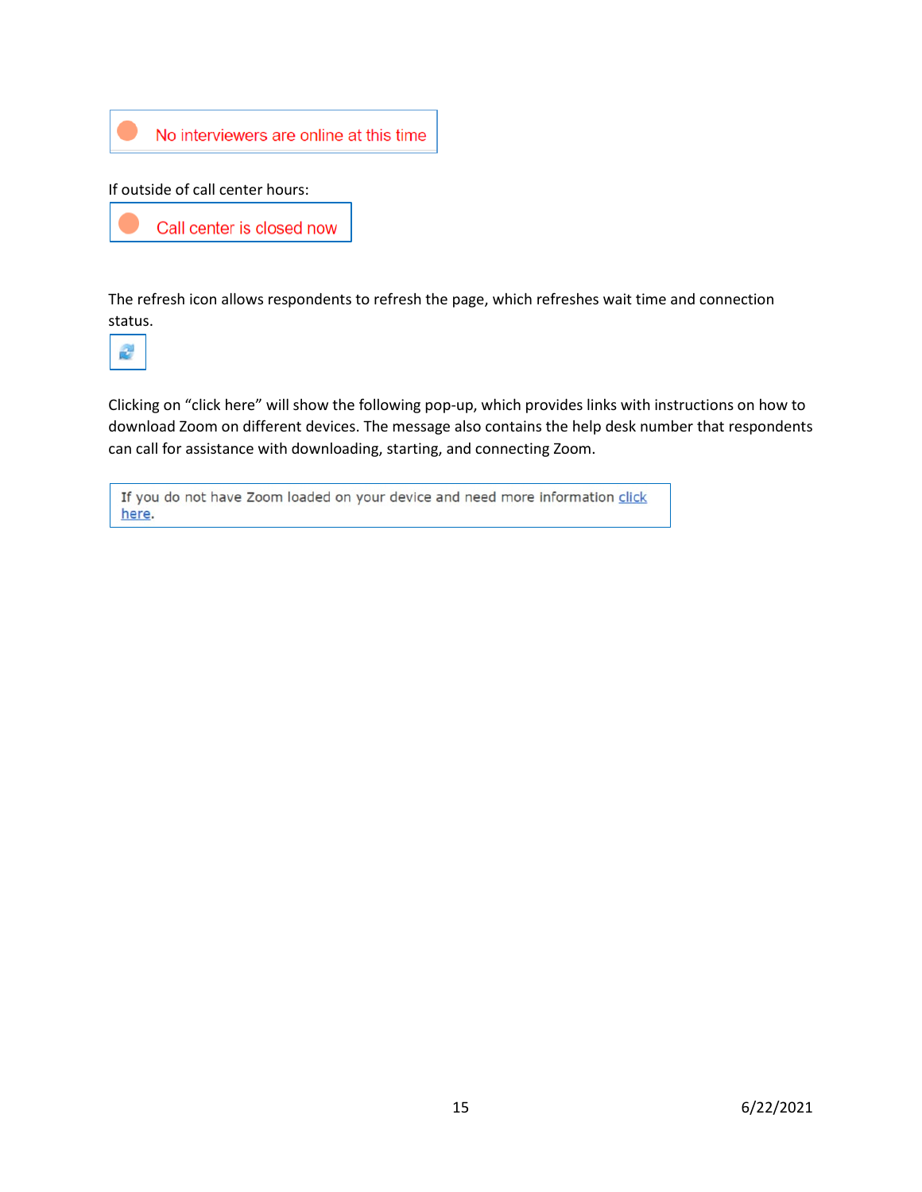No interviewers are online at this time

If outside of call center hours:

Call center is closed now

The refresh icon allows respondents to refresh the page, which refreshes wait time and connection status.

Clicking on "click here" will show the following pop-up, which provides links with instructions on how to download Zoom on different devices. The message also contains the help desk number that respondents can call for assistance with downloading, starting, and connecting Zoom.

If you do not have Zoom loaded on your device and need more information click here.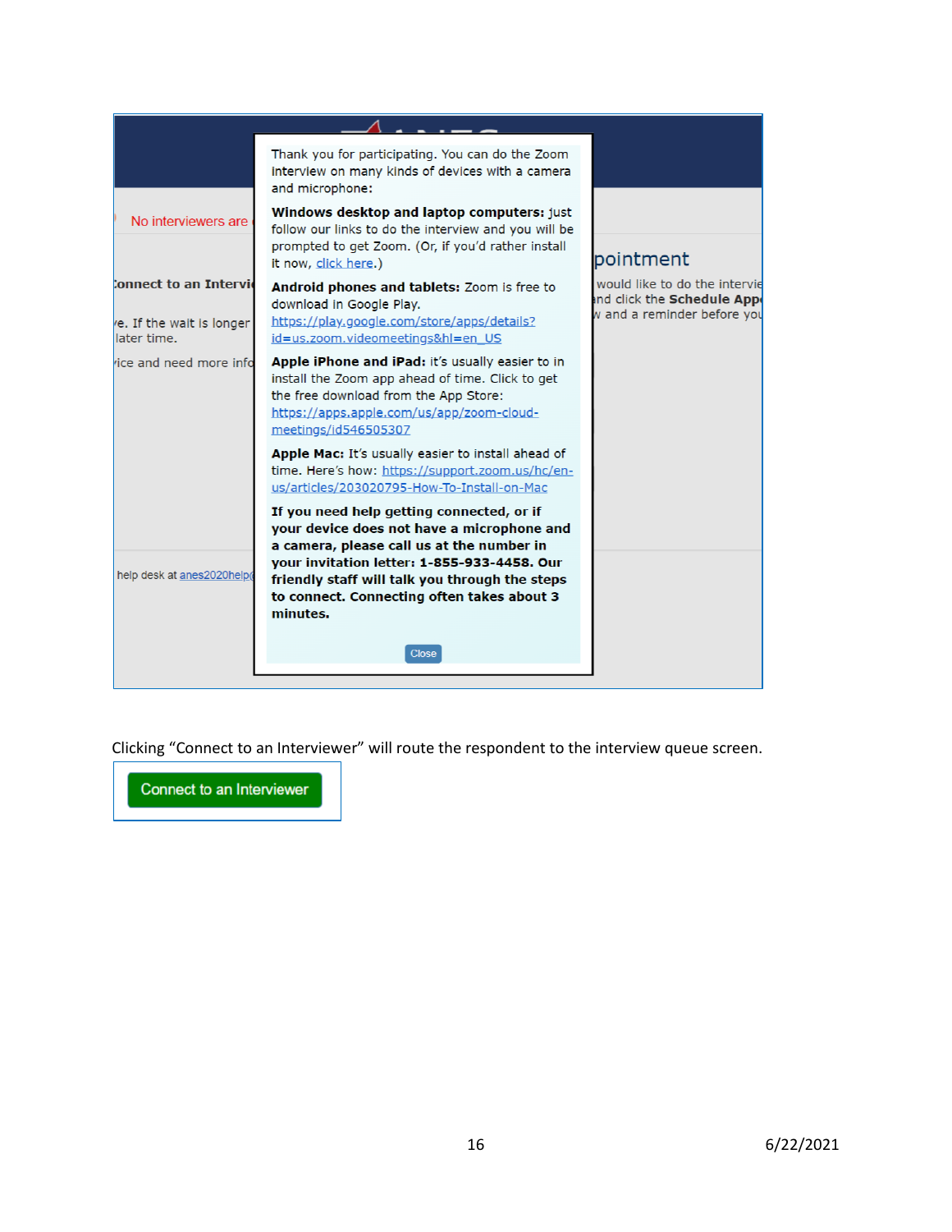Thank you for participating. You can do the Zoom interview on many kinds of devices with a camera and microphone:

**Windows desktop and laptop computers:** just follow our links to do the interview and you will be prompted to get Zoom. (Or, if you'd rather install it now, click here.)

**Android phones and tablets:** Zoom is free to download in Google Play. https://play.google.com/store/apps/details?id=us.zoom.videomeetings&hl=en_US

**Apple iPhone and iPad:** it's usually easier to in install the Zoom app ahead of time. Click to get the free download from the App Store: https://apps.apple.com/us/app/zoom-cloud-meetings/id546505307

**Apple Mac:** It's usually easier to install ahead of time. Here's how: https://support.zoom.us/hc/en-us/articles/203020795-How-To-Install-on-Mac

**If you need help getting connected, or if your device does not have a microphone and a camera, please call us at the number in your invitation letter: 1-855-933-4458. Our friendly staff will talk you through the steps to connect. Connecting often takes about 3 minutes.**

Close

Clicking "Connect to an Interviewer" will route the respondent to the interview queue screen.

Connect to an Interviewer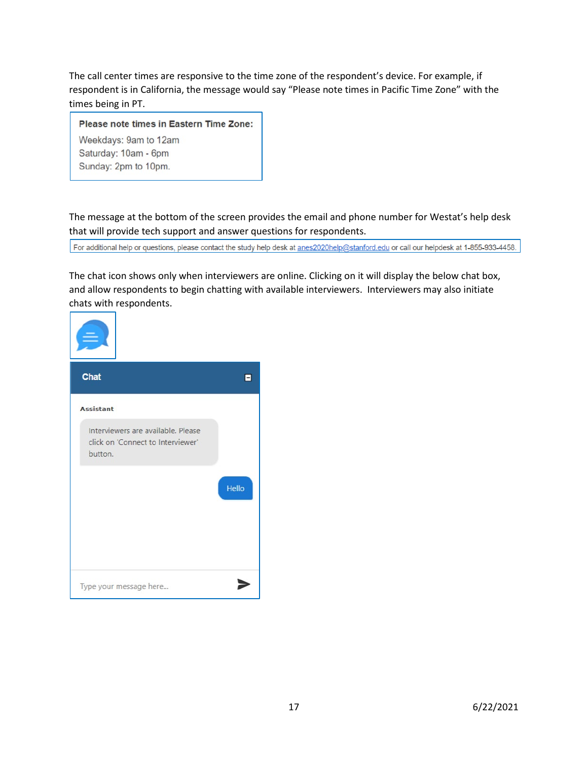The call center times are responsive to the time zone of the respondent's device. For example, if respondent is in California, the message would say "Please note times in Pacific Time Zone" with the times being in PT.

**Please note times in Eastern Time Zone:**
Weekdays: 9am to 12am
Saturday: 10am - 6pm
Sunday: 2pm to 10pm.

The message at the bottom of the screen provides the email and phone number for Westat's help desk that will provide tech support and answer questions for respondents.

For additional help or questions, please contact the study help desk at anes2020help@stanford.edu or call our helpdesk at 1-855-933-4458.

The chat icon shows only when interviewers are online. Clicking on it will display the below chat box, and allow respondents to begin chatting with available interviewers. Interviewers may also initiate chats with respondents.

**Chat**

**Assistant**

Interviewers are available. Please click on 'Connect to Interviewer' button.

Hello

Type your message here...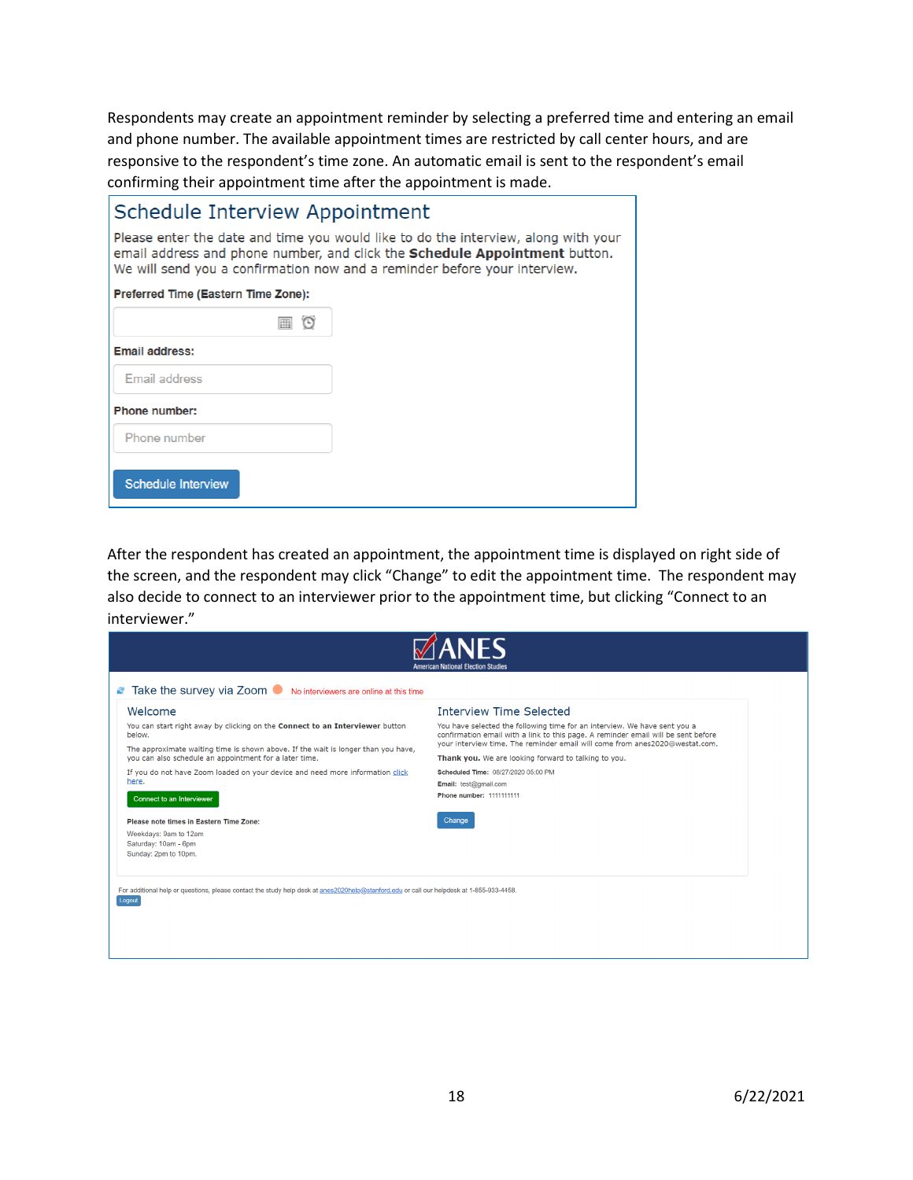Respondents may create an appointment reminder by selecting a preferred time and entering an email and phone number. The available appointment times are restricted by call center hours, and are responsive to the respondent's time zone. An automatic email is sent to the respondent's email confirming their appointment time after the appointment is made.

## Schedule Interview Appointment

Please enter the date and time you would like to do the interview, along with your email address and phone number, and click the **Schedule Appointment** button. We will send you a confirmation now and a reminder before your interview.

**Preferred Time (Eastern Time Zone):**

**Email address:**

Email address

**Phone number:**

Phone number

Schedule Interview

After the respondent has created an appointment, the appointment time is displayed on right side of the screen, and the respondent may click "Change" to edit the appointment time. The respondent may also decide to connect to an interviewer prior to the appointment time, but clicking "Connect to an interviewer."

ANES
American National Election Studies

Take the survey via Zoom — No interviewers are online at this time

### Welcome

You can start right away by clicking on the **Connect to an Interviewer** button below.

The approximate waiting time is shown above. If the wait is longer than you have, you can also schedule an appointment for a later time.

If you do not have Zoom loaded on your device and need more information click here.

Connect to an Interviewer

**Please note times in Eastern Time Zone:**

Weekdays: 9am to 12am
Saturday: 10am - 6pm
Sunday: 2pm to 10pm.

### Interview Time Selected

You have selected the following time for an interview. We have sent you a confirmation email with a link to this page. A reminder email will be sent before your interview time. The reminder email will come from anes2020@westat.com.

**Thank you.** We are looking forward to talking to you.

**Scheduled Time:** 08/27/2020 05:00 PM
**Email:** test@gmail.com
**Phone number:** 1111111111

Change

For additional help or questions, please contact the study help desk at anes2020help@stanford.edu or call our helpdesk at 1-855-933-4458.

Logout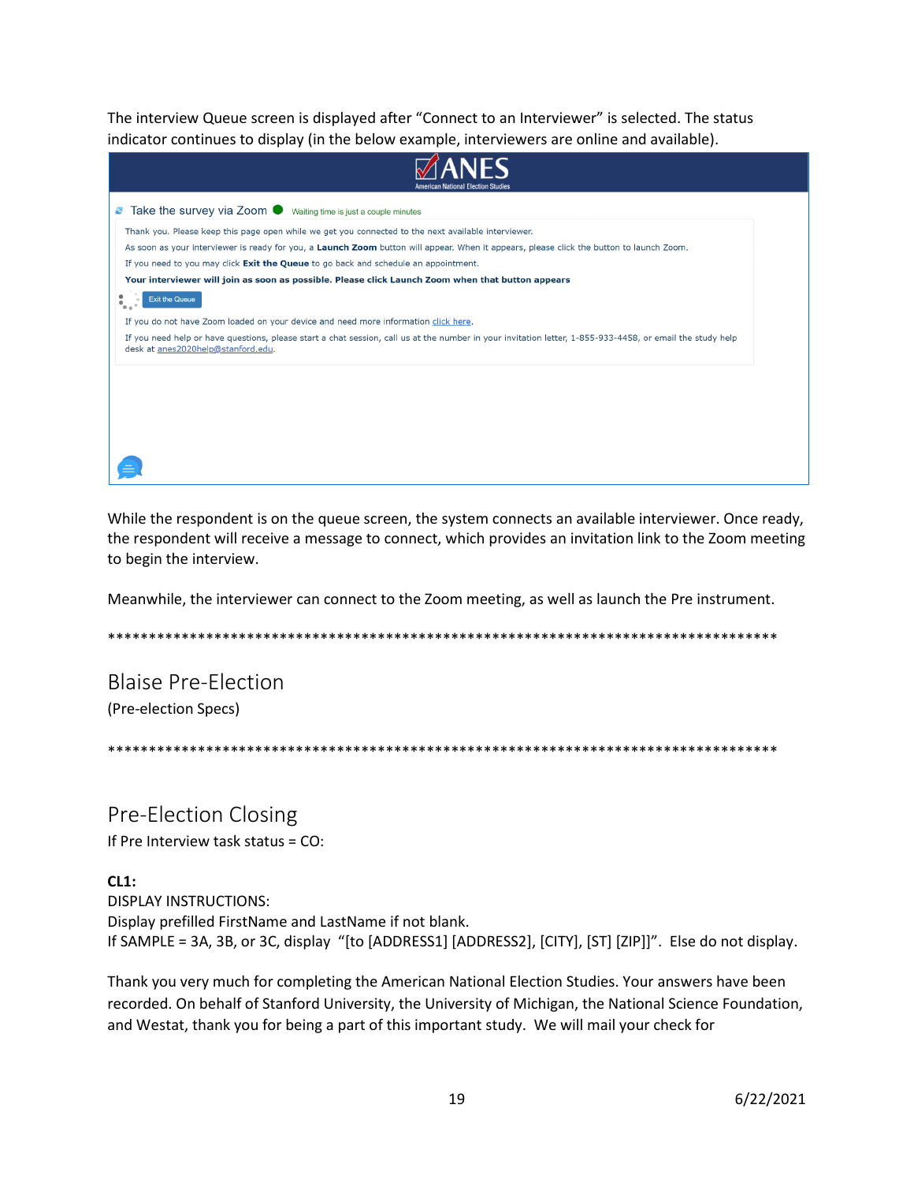The interview Queue screen is displayed after "Connect to an Interviewer" is selected. The status indicator continues to display (in the below example, interviewers are online and available).

ANES
American National Election Studies

Take the survey via Zoom ● Waiting time is just a couple minutes

Thank you. Please keep this page open while we get you connected to the next available interviewer.

As soon as your interviewer is ready for you, a **Launch Zoom** button will appear. When it appears, please click the button to launch Zoom.

If you need to you may click **Exit the Queue** to go back and schedule an appointment.

**Your interviewer will join as soon as possible. Please click Launch Zoom when that button appears**

Exit the Queue

If you do not have Zoom loaded on your device and need more information click here.

If you need help or have questions, please start a chat session, call us at the number in your invitation letter, 1-855-933-4458, or email the study help desk at anes2020help@stanford.edu.

While the respondent is on the queue screen, the system connects an available interviewer. Once ready, the respondent will receive a message to connect, which provides an invitation link to the Zoom meeting to begin the interview.

Meanwhile, the interviewer can connect to the Zoom meeting, as well as launch the Pre instrument.

************************************************************************************

## Blaise Pre-Election

(Pre-election Specs)

************************************************************************************

## Pre-Election Closing

If Pre Interview task status = CO:

**CL1:**
DISPLAY INSTRUCTIONS:
Display prefilled FirstName and LastName if not blank.
If SAMPLE = 3A, 3B, or 3C, display "[to [ADDRESS1] [ADDRESS2], [CITY], [ST] [ZIP]]". Else do not display.

Thank you very much for completing the American National Election Studies. Your answers have been recorded. On behalf of Stanford University, the University of Michigan, the National Science Foundation, and Westat, thank you for being a part of this important study. We will mail your check for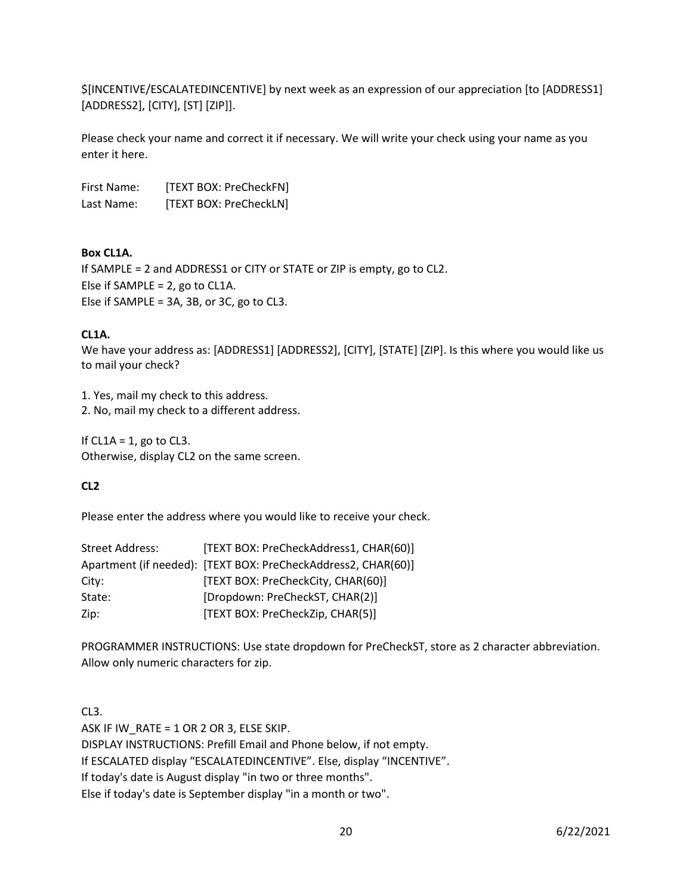$[INCENTIVE/ESCALATEDINCENTIVE] by next week as an expression of our appreciation [to [ADDRESS1] [ADDRESS2], [CITY], [ST] [ZIP]].

Please check your name and correct it if necessary. We will write your check using your name as you enter it here.

First Name: [TEXT BOX: PreCheckFN]
Last Name: [TEXT BOX: PreCheckLN]

**Box CL1A.**
If SAMPLE = 2 and ADDRESS1 or CITY or STATE or ZIP is empty, go to CL2.
Else if SAMPLE = 2, go to CL1A.
Else if SAMPLE = 3A, 3B, or 3C, go to CL3.

**CL1A.**
We have your address as: [ADDRESS1] [ADDRESS2], [CITY], [STATE] [ZIP]. Is this where you would like us to mail your check?

1. Yes, mail my check to this address.
2. No, mail my check to a different address.

If CL1A = 1, go to CL3.
Otherwise, display CL2 on the same screen.

**CL2**

Please enter the address where you would like to receive your check.

Street Address: [TEXT BOX: PreCheckAddress1, CHAR(60)]
Apartment (if needed): [TEXT BOX: PreCheckAddress2, CHAR(60)]
City: [TEXT BOX: PreCheckCity, CHAR(60)]
State: [Dropdown: PreCheckST, CHAR(2)]
Zip: [TEXT BOX: PreCheckZip, CHAR(5)]

PROGRAMMER INSTRUCTIONS: Use state dropdown for PreCheckST, store as 2 character abbreviation. Allow only numeric characters for zip.

CL3.
ASK IF IW_RATE = 1 OR 2 OR 3, ELSE SKIP.
DISPLAY INSTRUCTIONS: Prefill Email and Phone below, if not empty.
If ESCALATED display "ESCALATEDINCENTIVE". Else, display "INCENTIVE".
If today's date is August display "in two or three months".
Else if today's date is September display "in a month or two".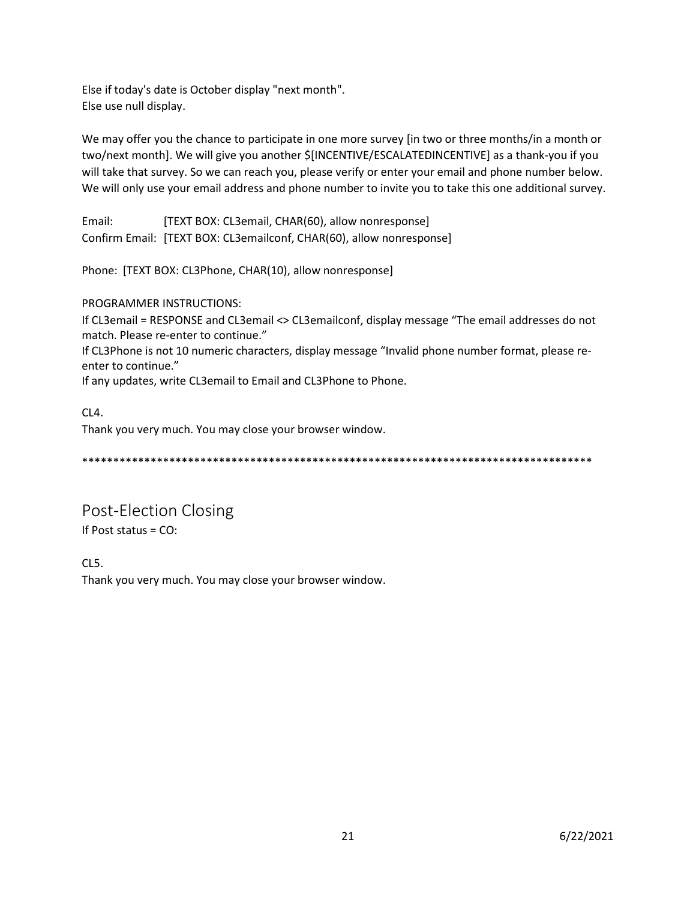Else if today's date is October display "next month".
Else use null display.

We may offer you the chance to participate in one more survey [in two or three months/in a month or two/next month]. We will give you another $[INCENTIVE/ESCALATEDINCENTIVE] as a thank-you if you will take that survey. So we can reach you, please verify or enter your email and phone number below. We will only use your email address and phone number to invite you to take this one additional survey.

Email: [TEXT BOX: CL3email, CHAR(60), allow nonresponse]
Confirm Email: [TEXT BOX: CL3emailconf, CHAR(60), allow nonresponse]

Phone: [TEXT BOX: CL3Phone, CHAR(10), allow nonresponse]

PROGRAMMER INSTRUCTIONS:
If CL3email = RESPONSE and CL3email <> CL3emailconf, display message "The email addresses do not match. Please re-enter to continue."
If CL3Phone is not 10 numeric characters, display message "Invalid phone number format, please re-enter to continue."
If any updates, write CL3email to Email and CL3Phone to Phone.

CL4.
Thank you very much. You may close your browser window.

***********************************************************************************

# Post-Election Closing

If Post status = CO:

CL5.
Thank you very much. You may close your browser window.